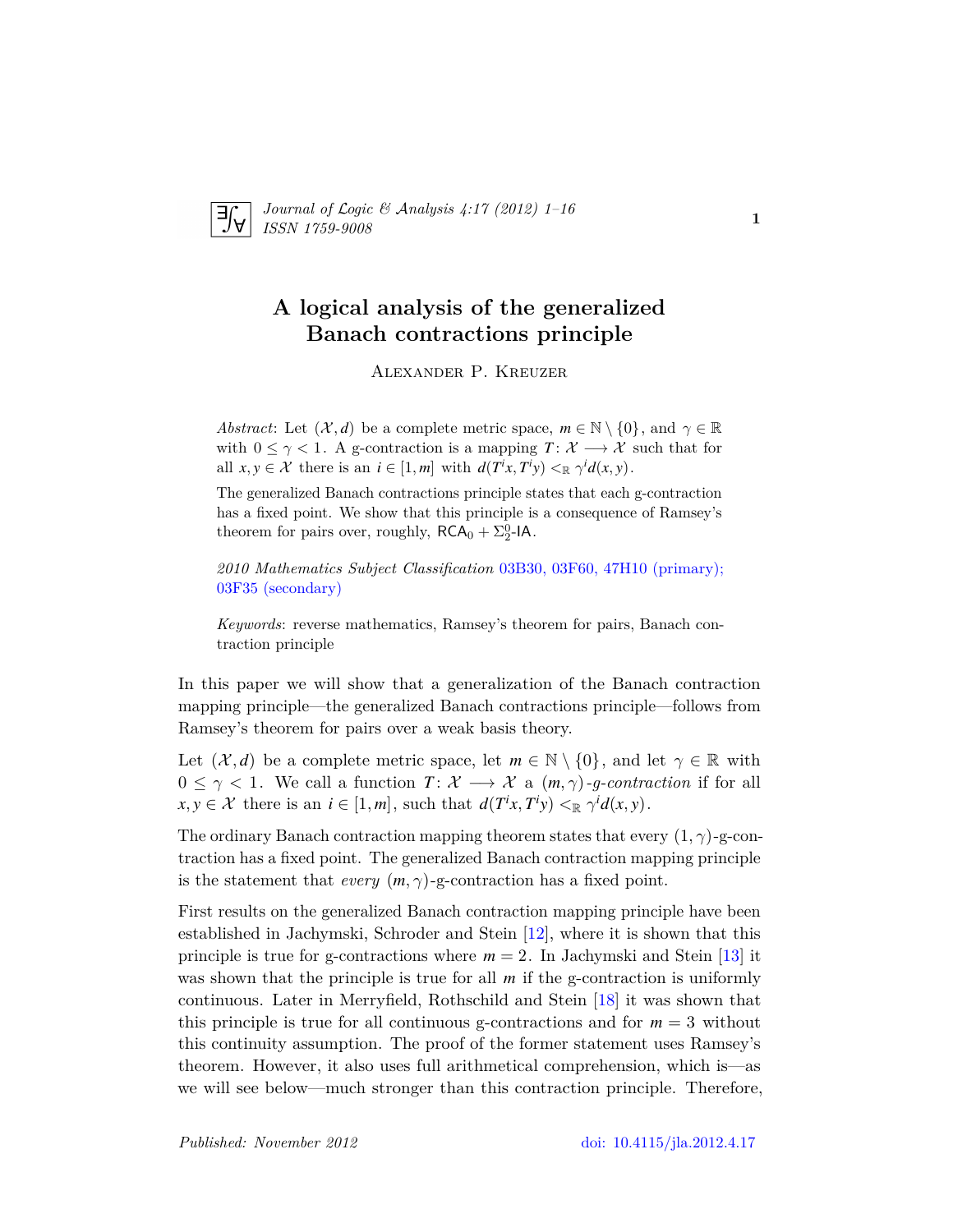# A logical analysis of the generalized Banach contractions principle

Alexander P. Kreuzer

*Abstract*: Let $(\mathcal{X}, d)$ be a complete metric space, $m \in \mathbb{N} \setminus \{0\}$, and $\gamma \in \mathbb{R}$ with $0 \leq \gamma < 1$. A g-contraction is a mapping $T \colon \mathcal{X} \longrightarrow \mathcal{X}$ such that for all $x, y \in \mathcal{X}$ there is an $i \in [1, m]$ with $d(T^i x, T^i y) <_{\mathbb{R}} \gamma^i d(x, y)$.

The generalized Banach contractions principle states that each g-contraction has a fixed point. We show that this principle is a consequence of Ramsey's theorem for pairs over, roughly, $\mathsf{RCA}_0 + \Sigma^0_2\text{-}\mathsf{IA}$.

*2010 Mathematics Subject Classification* 03B30, 03F60, 47H10 (primary); 03F35 (secondary)

*Keywords*: reverse mathematics, Ramsey's theorem for pairs, Banach contraction principle

In this paper we will show that a generalization of the Banach contraction mapping principle—the generalized Banach contractions principle—follows from Ramsey's theorem for pairs over a weak basis theory.

Let $(\mathcal{X}, d)$ be a complete metric space, let $m \in \mathbb{N} \setminus \{0\}$, and let $\gamma \in \mathbb{R}$ with $0 \leq \gamma < 1$. We call a function $T \colon \mathcal{X} \longrightarrow \mathcal{X}$ a $(m, \gamma)$*-g-contraction* if for all $x, y \in \mathcal{X}$ there is an $i \in [1, m]$, such that $d(T^i x, T^i y) <_{\mathbb{R}} \gamma^i d(x, y)$.

The ordinary Banach contraction mapping theorem states that every $(1, \gamma)$-g-contraction has a fixed point. The generalized Banach contraction mapping principle is the statement that *every* $(m, \gamma)$-g-contraction has a fixed point.

First results on the generalized Banach contraction mapping principle have been established in Jachymski, Schroder and Stein [12], where it is shown that this principle is true for g-contractions where $m = 2$. In Jachymski and Stein [13] it was shown that the principle is true for all $m$ if the g-contraction is uniformly continuous. Later in Merryfield, Rothschild and Stein [18] it was shown that this principle is true for all continuous g-contractions and for $m = 3$ without this continuity assumption. The proof of the former statement uses Ramsey's theorem. However, it also uses full arithmetical comprehension, which is—as we will see below—much stronger than this contraction principle. Therefore,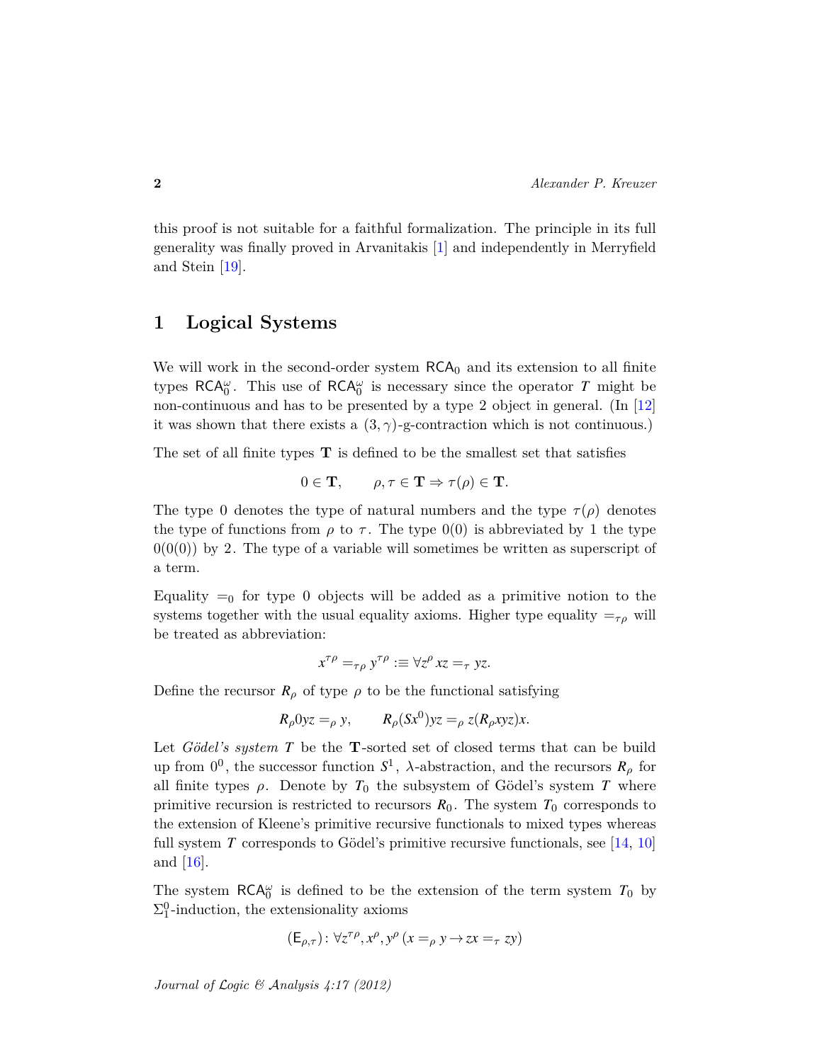this proof is not suitable for a faithful formalization. The principle in its full generality was finally proved in Arvanitakis [1] and independently in Merryfield and Stein [19].

## 1 Logical Systems

We will work in the second-order system $\mathsf{RCA}_0$ and its extension to all finite types $\mathsf{RCA}_0^\omega$. This use of $\mathsf{RCA}_0^\omega$ is necessary since the operator $T$ might be non-continuous and has to be presented by a type 2 object in general. (In [12] it was shown that there exists a $(3,\gamma)$-g-contraction which is not continuous.)

The set of all finite types $\mathbf{T}$ is defined to be the smallest set that satisfies

$$0 \in \mathbf{T}, \qquad \rho, \tau \in \mathbf{T} \Rightarrow \tau(\rho) \in \mathbf{T}.$$

The type 0 denotes the type of natural numbers and the type $\tau(\rho)$ denotes the type of functions from $\rho$ to $\tau$. The type $0(0)$ is abbreviated by 1 the type $0(0(0))$ by 2. The type of a variable will sometimes be written as superscript of a term.

Equality $=_0$ for type 0 objects will be added as a primitive notion to the systems together with the usual equality axioms. Higher type equality $=_{\tau\rho}$ will be treated as abbreviation:

$$x^{\tau\rho} =_{\tau\rho} y^{\tau\rho} :\equiv \forall z^\rho\, xz =_\tau yz.$$

Define the recursor $R_\rho$ of type $\rho$ to be the functional satisfying

$$R_\rho 0yz =_\rho y, \qquad R_\rho(Sx^0)yz =_\rho z(R_\rho xyz)x.$$

Let *Gödel's system $T$* be the $\mathbf{T}$-sorted set of closed terms that can be build up from $0^0$, the successor function $S^1$, $\lambda$-abstraction, and the recursors $R_\rho$ for all finite types $\rho$. Denote by $T_0$ the subsystem of Gödel's system $T$ where primitive recursion is restricted to recursors $R_0$. The system $T_0$ corresponds to the extension of Kleene's primitive recursive functionals to mixed types whereas full system $T$ corresponds to Gödel's primitive recursive functionals, see [14, 10] and [16].

The system $\mathsf{RCA}_0^\omega$ is defined to be the extension of the term system $T_0$ by $\Sigma_1^0$-induction, the extensionality axioms

$$(\mathsf{E}_{\rho,\tau})\colon \forall z^{\tau\rho}, x^\rho, y^\rho\, (x =_\rho y \rightarrow zx =_\tau zy)$$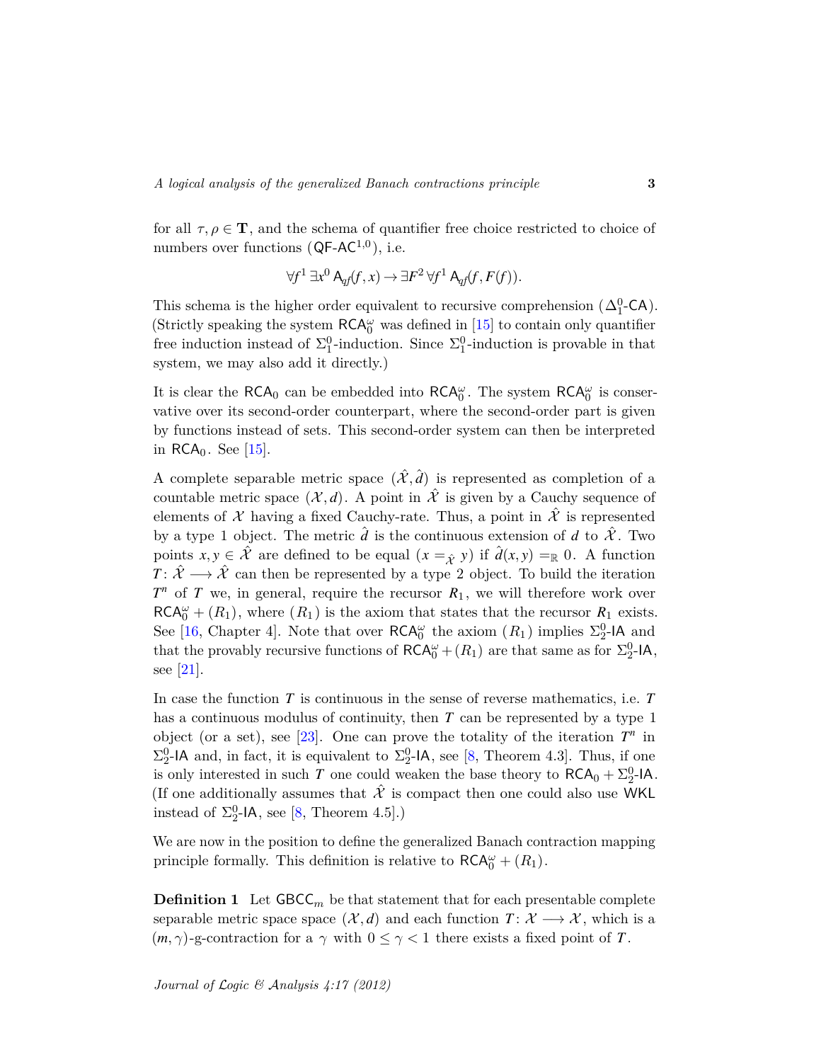for all $\tau, \rho \in \mathbf{T}$, and the schema of quantifier free choice restricted to choice of numbers over functions ($\mathsf{QF\text{-}AC}^{1,0}$), i.e.

$$\forall f^1 \, \exists x^0 \, \mathsf{A}_{qf}(f, x) \rightarrow \exists F^2 \, \forall f^1 \, \mathsf{A}_{qf}(f, F(f)).$$

This schema is the higher order equivalent to recursive comprehension ($\Delta^0_1$-$\mathsf{CA}$). (Strictly speaking the system $\mathsf{RCA}^\omega_0$ was defined in [15] to contain only quantifier free induction instead of $\Sigma^0_1$-induction. Since $\Sigma^0_1$-induction is provable in that system, we may also add it directly.)

It is clear the $\mathsf{RCA}_0$ can be embedded into $\mathsf{RCA}^\omega_0$. The system $\mathsf{RCA}^\omega_0$ is conservative over its second-order counterpart, where the second-order part is given by functions instead of sets. This second-order system can then be interpreted in $\mathsf{RCA}_0$. See [15].

A complete separable metric space $(\hat{\mathcal{X}}, \hat{d})$ is represented as completion of a countable metric space $(\mathcal{X}, d)$. A point in $\hat{\mathcal{X}}$ is given by a Cauchy sequence of elements of $\mathcal{X}$ having a fixed Cauchy-rate. Thus, a point in $\hat{\mathcal{X}}$ is represented by a type 1 object. The metric $\hat{d}$ is the continuous extension of $d$ to $\hat{\mathcal{X}}$. Two points $x, y \in \hat{\mathcal{X}}$ are defined to be equal ($x =_{\hat{\mathcal{X}}} y$) if $\hat{d}(x,y) =_{\mathbb{R}} 0$. A function $T \colon \hat{\mathcal{X}} \longrightarrow \hat{\mathcal{X}}$ can then be represented by a type 2 object. To build the iteration $T^n$ of $T$ we, in general, require the recursor $R_1$, we will therefore work over $\mathsf{RCA}^\omega_0 + (R_1)$, where $(R_1)$ is the axiom that states that the recursor $R_1$ exists. See [16, Chapter 4]. Note that over $\mathsf{RCA}^\omega_0$ the axiom $(R_1)$ implies $\Sigma^0_2$-$\mathsf{IA}$ and that the provably recursive functions of $\mathsf{RCA}^\omega_0 + (R_1)$ are that same as for $\Sigma^0_2$-$\mathsf{IA}$, see [21].

In case the function $T$ is continuous in the sense of reverse mathematics, i.e. $T$ has a continuous modulus of continuity, then $T$ can be represented by a type 1 object (or a set), see [23]. One can prove the totality of the iteration $T^n$ in $\Sigma^0_2$-$\mathsf{IA}$ and, in fact, it is equivalent to $\Sigma^0_2$-$\mathsf{IA}$, see [8, Theorem 4.3]. Thus, if one is only interested in such $T$ one could weaken the base theory to $\mathsf{RCA}_0 + \Sigma^0_2$-$\mathsf{IA}$. (If one additionally assumes that $\hat{\mathcal{X}}$ is compact then one could also use $\mathsf{WKL}$ instead of $\Sigma^0_2$-$\mathsf{IA}$, see [8, Theorem 4.5].)

We are now in the position to define the generalized Banach contraction mapping principle formally. This definition is relative to $\mathsf{RCA}^\omega_0 + (R_1)$.

**Definition 1** Let $\mathsf{GBCC}_m$ be that statement that for each presentable complete separable metric space space $(\mathcal{X}, d)$ and each function $T \colon \mathcal{X} \longrightarrow \mathcal{X}$, which is a $(m, \gamma)$-g-contraction for a $\gamma$ with $0 \leq \gamma < 1$ there exists a fixed point of $T$.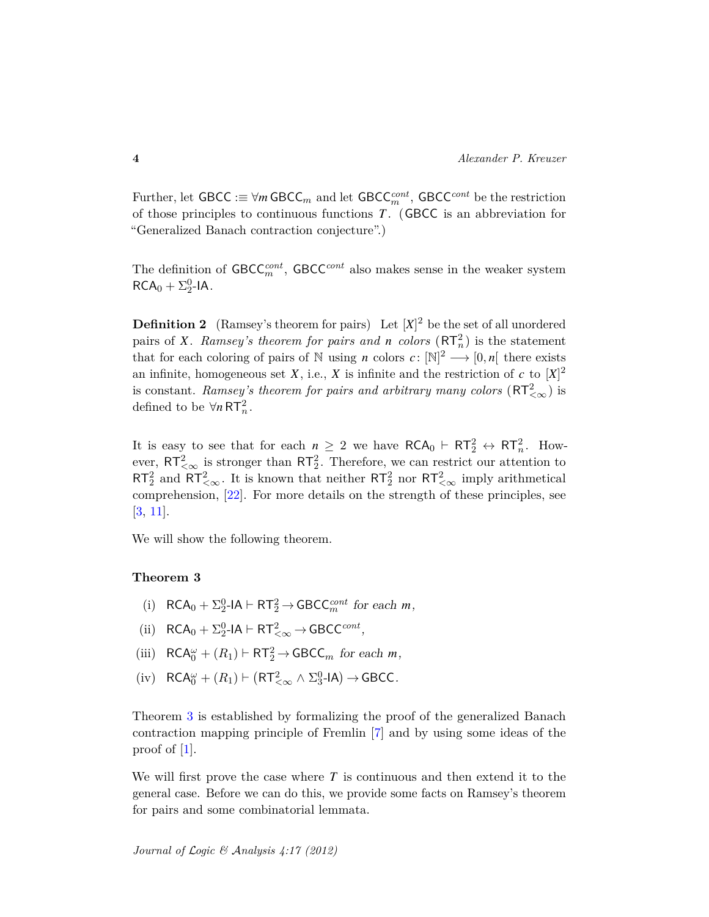Further, let $\mathsf{GBCC} :\equiv \forall m\, \mathsf{GBCC}_m$ and let $\mathsf{GBCC}_m^{cont}$, $\mathsf{GBCC}^{cont}$ be the restriction of those principles to continuous functions $T$. ($\mathsf{GBCC}$ is an abbreviation for "Generalized Banach contraction conjecture".)

The definition of $\mathsf{GBCC}_m^{cont}$, $\mathsf{GBCC}^{cont}$ also makes sense in the weaker system $\mathsf{RCA}_0 + \Sigma^0_2\text{-}\mathsf{IA}$.

**Definition 2** (Ramsey's theorem for pairs) Let $[X]^2$ be the set of all unordered pairs of $X$. *Ramsey's theorem for pairs and $n$ colors* ($\mathsf{RT}^2_n$) is the statement that for each coloring of pairs of $\mathbb{N}$ using $n$ colors $c\colon [\mathbb{N}]^2 \longrightarrow [0, n[$ there exists an infinite, homogeneous set $X$, i.e., $X$ is infinite and the restriction of $c$ to $[X]^2$ is constant. *Ramsey's theorem for pairs and arbitrary many colors* ($\mathsf{RT}^2_{<\infty}$) is defined to be $\forall n\, \mathsf{RT}^2_n$.

It is easy to see that for each $n \geq 2$ we have $\mathsf{RCA}_0 \vdash \mathsf{RT}^2_2 \leftrightarrow \mathsf{RT}^2_n$. However, $\mathsf{RT}^2_{<\infty}$ is stronger than $\mathsf{RT}^2_2$. Therefore, we can restrict our attention to $\mathsf{RT}^2_2$ and $\mathsf{RT}^2_{<\infty}$. It is known that neither $\mathsf{RT}^2_2$ nor $\mathsf{RT}^2_{<\infty}$ imply arithmetical comprehension, [22]. For more details on the strength of these principles, see [3, 11].

We will show the following theorem.

**Theorem 3**

(i) $\mathsf{RCA}_0 + \Sigma^0_2\text{-}\mathsf{IA} \vdash \mathsf{RT}^2_2 \to \mathsf{GBCC}_m^{cont}$ *for each* $m$,

(ii) $\mathsf{RCA}_0 + \Sigma^0_2\text{-}\mathsf{IA} \vdash \mathsf{RT}^2_{<\infty} \to \mathsf{GBCC}^{cont}$,

(iii) $\mathsf{RCA}_0^\omega + (R_1) \vdash \mathsf{RT}^2_2 \to \mathsf{GBCC}_m$ *for each* $m$,

(iv) $\mathsf{RCA}_0^\omega + (R_1) \vdash (\mathsf{RT}^2_{<\infty} \wedge \Sigma^0_3\text{-}\mathsf{IA}) \to \mathsf{GBCC}$.

Theorem 3 is established by formalizing the proof of the generalized Banach contraction mapping principle of Fremlin [7] and by using some ideas of the proof of [1].

We will first prove the case where $T$ is continuous and then extend it to the general case. Before we can do this, we provide some facts on Ramsey's theorem for pairs and some combinatorial lemmata.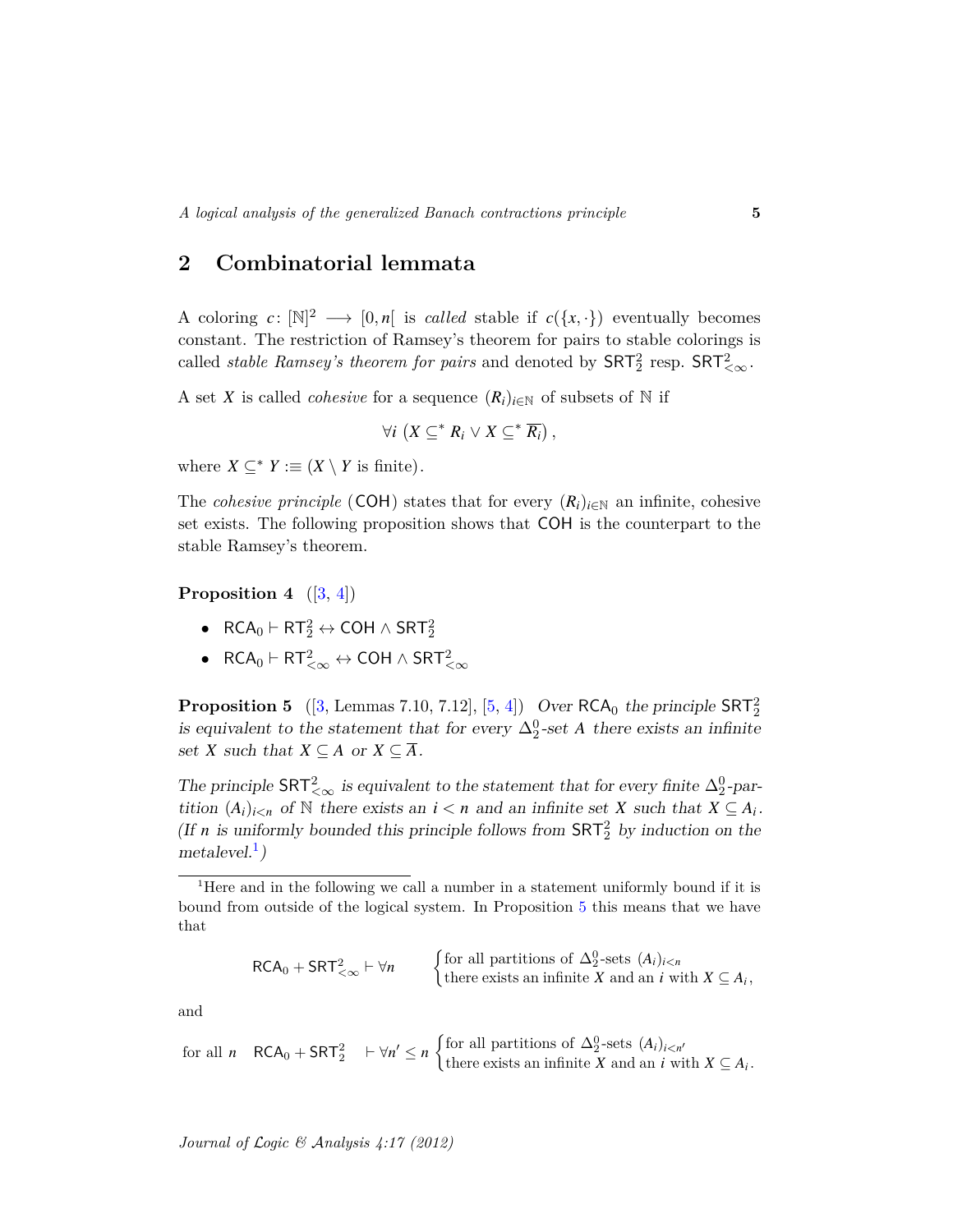## 2 Combinatorial lemmata

A coloring $c\colon [\mathbb{N}]^2 \longrightarrow [0,n[$ is *called* stable if $c(\{x,\cdot\})$ eventually becomes constant. The restriction of Ramsey's theorem for pairs to stable colorings is called *stable Ramsey's theorem for pairs* and denoted by $\mathsf{SRT}^2_2$ resp. $\mathsf{SRT}^2_{<\infty}$.

A set $X$ is called *cohesive* for a sequence $(R_i)_{i\in\mathbb{N}}$ of subsets of $\mathbb{N}$ if

$$\forall i \left( X \subseteq^* R_i \vee X \subseteq^* \overline{R_i} \right),$$

where $X \subseteq^* Y :\equiv (X \setminus Y \text{ is finite})$.

The *cohesive principle* ($\mathsf{COH}$) states that for every $(R_i)_{i\in\mathbb{N}}$ an infinite, cohesive set exists. The following proposition shows that $\mathsf{COH}$ is the counterpart to the stable Ramsey's theorem.

**Proposition 4** ([3, 4])

- $\mathsf{RCA}_0 \vdash \mathsf{RT}^2_2 \leftrightarrow \mathsf{COH} \wedge \mathsf{SRT}^2_2$
- $\mathsf{RCA}_0 \vdash \mathsf{RT}^2_{<\infty} \leftrightarrow \mathsf{COH} \wedge \mathsf{SRT}^2_{<\infty}$

**Proposition 5** ([3, Lemmas 7.10, 7.12], [5, 4]) *Over $\mathsf{RCA}_0$ the principle $\mathsf{SRT}^2_2$ is equivalent to the statement that for every $\Delta^0_2$-set $A$ there exists an infinite set $X$ such that $X \subseteq A$ or $X \subseteq \overline{A}$.*

*The principle $\mathsf{SRT}^2_{<\infty}$ is equivalent to the statement that for every finite $\Delta^0_2$-partition $(A_i)_{i<n}$ of $\mathbb{N}$ there exists an $i < n$ and an infinite set $X$ such that $X \subseteq A_i$. (If $n$ is uniformly bounded this principle follows from $\mathsf{SRT}^2_2$ by induction on the metalevel.[1])*

---

[1] Here and in the following we call a number in a statement uniformly bound if it is bound from outside of the logical system. In Proposition 5 this means that we have that

$$\mathsf{RCA}_0 + \mathsf{SRT}^2_{<\infty} \vdash \forall n \qquad \begin{cases} \text{for all partitions of } \Delta^0_2\text{-sets } (A_i)_{i<n} \\ \text{there exists an infinite } X \text{ and an } i \text{ with } X \subseteq A_i, \end{cases}$$

and

$$\text{for all } n \quad \mathsf{RCA}_0 + \mathsf{SRT}^2_2 \quad \vdash \forall n' \leq n \begin{cases} \text{for all partitions of } \Delta^0_2\text{-sets } (A_i)_{i<n'} \\ \text{there exists an infinite } X \text{ and an } i \text{ with } X \subseteq A_i. \end{cases}$$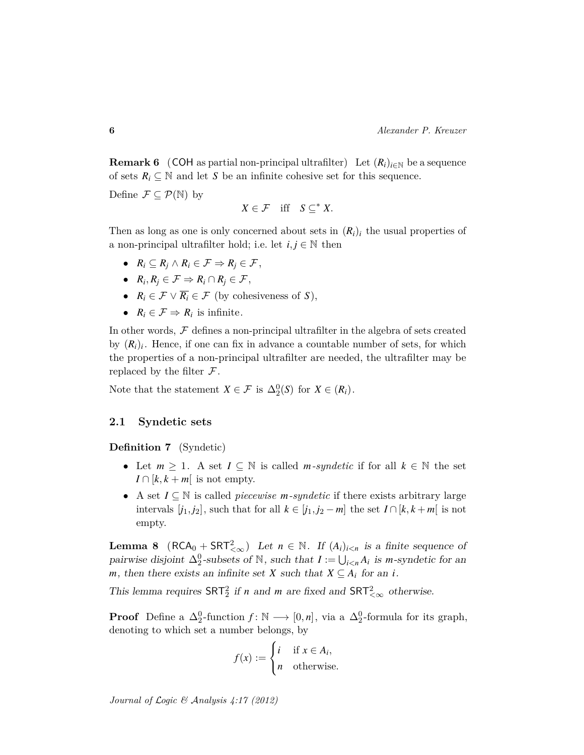**Remark 6** (COH as partial non-principal ultrafilter) Let $(R_i)_{i\in\mathbb{N}}$ be a sequence of sets $R_i \subseteq \mathbb{N}$ and let $S$ be an infinite cohesive set for this sequence.

Define $\mathcal{F} \subseteq \mathcal{P}(\mathbb{N})$ by

$$X \in \mathcal{F} \quad \text{iff} \quad S \subseteq^* X.$$

Then as long as one is only concerned about sets in $(R_i)_i$ the usual properties of a non-principal ultrafilter hold; i.e. let $i, j \in \mathbb{N}$ then

- $R_i \subseteq R_j \wedge R_i \in \mathcal{F} \Rightarrow R_j \in \mathcal{F}$,
- $R_i, R_j \in \mathcal{F} \Rightarrow R_i \cap R_j \in \mathcal{F}$,
- $R_i \in \mathcal{F} \vee \overline{R_i} \in \mathcal{F}$ (by cohesiveness of $S$),
- $R_i \in \mathcal{F} \Rightarrow R_i$ is infinite.

In other words, $\mathcal{F}$ defines a non-principal ultrafilter in the algebra of sets created by $(R_i)_i$. Hence, if one can fix in advance a countable number of sets, for which the properties of a non-principal ultrafilter are needed, the ultrafilter may be replaced by the filter $\mathcal{F}$.

Note that the statement $X \in \mathcal{F}$ is $\Delta^0_2(S)$ for $X \in (R_i)$.

## 2.1 Syndetic sets

**Definition 7** (Syndetic)

- Let $m \geq 1$. A set $I \subseteq \mathbb{N}$ is called *$m$-syndetic* if for all $k \in \mathbb{N}$ the set $I \cap [k, k+m[$ is not empty.
- A set $I \subseteq \mathbb{N}$ is called *piecewise $m$-syndetic* if there exists arbitrary large intervals $[j_1, j_2]$, such that for all $k \in [j_1, j_2 - m]$ the set $I \cap [k, k+m[$ is not empty.

**Lemma 8** ($\mathsf{RCA}_0 + \mathsf{SRT}^2_{<\infty}$) *Let $n \in \mathbb{N}$. If $(A_i)_{i<n}$ is a finite sequence of pairwise disjoint $\Delta^0_2$-subsets of $\mathbb{N}$, such that $I := \bigcup_{i<n} A_i$ is $m$-syndetic for an $m$, then there exists an infinite set $X$ such that $X \subseteq A_i$ for an $i$.*

*This lemma requires $\mathsf{SRT}^2_2$ if $n$ and $m$ are fixed and $\mathsf{SRT}^2_{<\infty}$ otherwise.*

**Proof** Define a $\Delta^0_2$-function $f\colon \mathbb{N} \longrightarrow [0, n]$, via a $\Delta^0_2$-formula for its graph, denoting to which set a number belongs, by

$$f(x) := \begin{cases} i & \text{if } x \in A_i, \\ n & \text{otherwise.} \end{cases}$$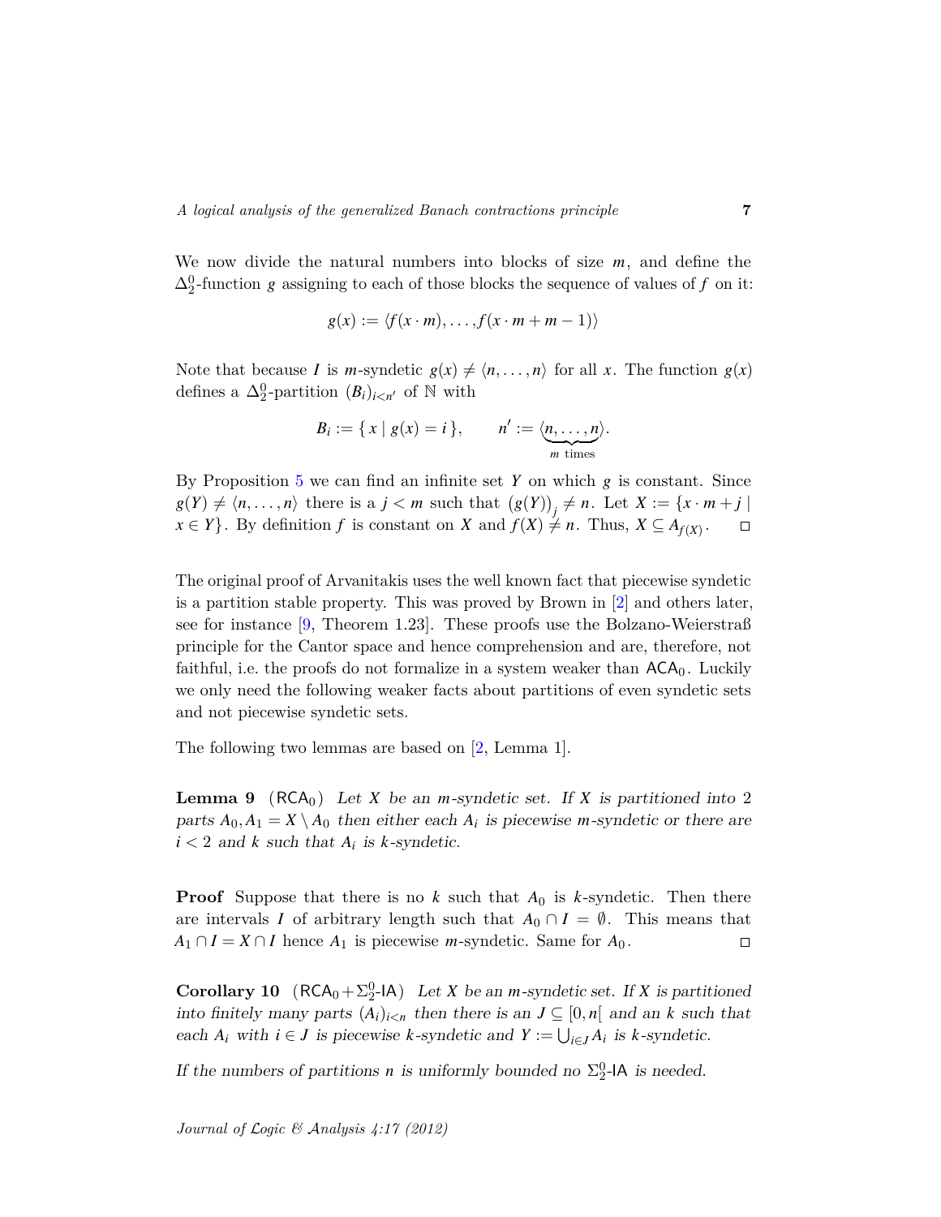We now divide the natural numbers into blocks of size $m$, and define the $\Delta^0_2$-function $g$ assigning to each of those blocks the sequence of values of $f$ on it:

$$g(x) := \langle f(x \cdot m), \ldots, f(x \cdot m + m - 1) \rangle$$

Note that because $I$ is $m$-syndetic $g(x) \neq \langle n, \ldots, n \rangle$ for all $x$. The function $g(x)$ defines a $\Delta^0_2$-partition $(B_i)_{i<n'}$ of $\mathbb{N}$ with

$$B_i := \{ x \mid g(x) = i \}, \qquad n' := \langle \underbrace{n, \ldots, n}_{m \text{ times}} \rangle.$$

By Proposition 5 we can find an infinite set $Y$ on which $g$ is constant. Since $g(Y) \neq \langle n, \ldots, n \rangle$ there is a $j < m$ such that $\big(g(Y)\big)_j \neq n$. Let $X := \{x \cdot m + j \mid x \in Y\}$. By definition $f$ is constant on $X$ and $f(X) \neq n$. Thus, $X \subseteq A_{f(X)}$. $\square$

The original proof of Arvanitakis uses the well known fact that piecewise syndetic is a partition stable property. This was proved by Brown in [2] and others later, see for instance [9, Theorem 1.23]. These proofs use the Bolzano-Weierstraß principle for the Cantor space and hence comprehension and are, therefore, not faithful, i.e. the proofs do not formalize in a system weaker than $\mathsf{ACA}_0$. Luckily we only need the following weaker facts about partitions of even syndetic sets and not piecewise syndetic sets.

The following two lemmas are based on [2, Lemma 1].

**Lemma 9** ($\mathsf{RCA}_0$) *Let $X$ be an $m$-syndetic set. If $X$ is partitioned into 2 parts $A_0, A_1 = X \setminus A_0$ then either each $A_i$ is piecewise $m$-syndetic or there are $i < 2$ and $k$ such that $A_i$ is $k$-syndetic.*

**Proof** Suppose that there is no $k$ such that $A_0$ is $k$-syndetic. Then there are intervals $I$ of arbitrary length such that $A_0 \cap I = \emptyset$. This means that $A_1 \cap I = X \cap I$ hence $A_1$ is piecewise $m$-syndetic. Same for $A_0$. $\square$

**Corollary 10** ($\mathsf{RCA}_0 + \Sigma^0_2$-$\mathsf{IA}$) *Let $X$ be an $m$-syndetic set. If $X$ is partitioned into finitely many parts $(A_i)_{i<n}$ then there is an $J \subseteq [0, n[$ and an $k$ such that each $A_i$ with $i \in J$ is piecewise $k$-syndetic and $Y := \bigcup_{i \in J} A_i$ is $k$-syndetic.*

*If the numbers of partitions $n$ is uniformly bounded no $\Sigma^0_2$-$\mathsf{IA}$ is needed.*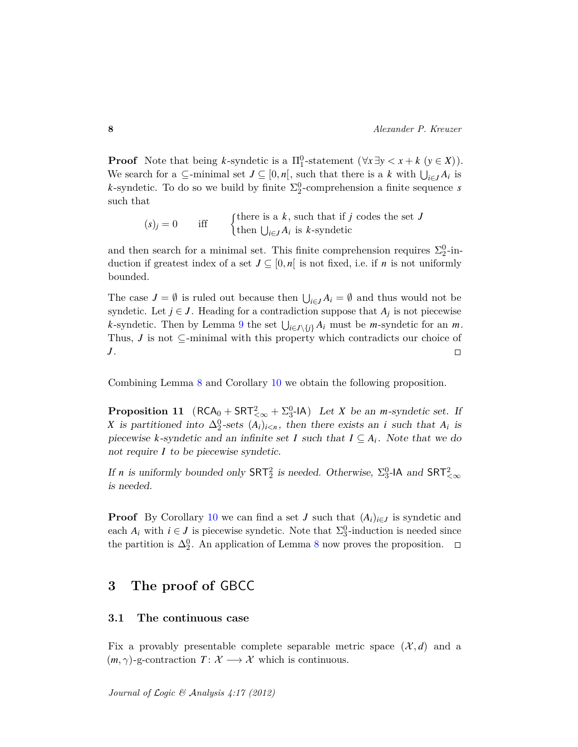**Proof** Note that being $k$-syndetic is a $\Pi^0_1$-statement $(\forall x\, \exists y < x + k\ (y \in X))$. We search for a $\subseteq$-minimal set $J \subseteq [0, n[$, such that there is a $k$ with $\bigcup_{i\in J} A_i$ is $k$-syndetic. To do so we build by finite $\Sigma^0_2$-comprehension a finite sequence $s$ such that

$$(s)_j = 0 \qquad \text{iff} \qquad \begin{cases} \text{there is a } k\text{, such that if } j \text{ codes the set } J \\ \text{then } \bigcup_{i\in J} A_i \text{ is } k\text{-syndetic} \end{cases}$$

and then search for a minimal set. This finite comprehension requires $\Sigma^0_2$-induction if greatest index of a set $J \subseteq [0, n[$ is not fixed, i.e. if $n$ is not uniformly bounded.

The case $J = \emptyset$ is ruled out because then $\bigcup_{i\in J} A_i = \emptyset$ and thus would not be syndetic. Let $j \in J$. Heading for a contradiction suppose that $A_j$ is not piecewise $k$-syndetic. Then by Lemma 9 the set $\bigcup_{i\in J\setminus\{j\}} A_i$ must be $m$-syndetic for an $m$. Thus, $J$ is not $\subseteq$-minimal with this property which contradicts our choice of $J$. $\square$

Combining Lemma 8 and Corollary 10 we obtain the following proposition.

**Proposition 11** $(\mathsf{RCA}_0 + \mathsf{SRT}^2_{<\infty} + \Sigma^0_3\text{-}\mathsf{IA})$ *Let $X$ be an $m$-syndetic set. If $X$ is partitioned into $\Delta^0_2$-sets $(A_i)_{i<n}$, then there exists an $i$ such that $A_i$ is piecewise $k$-syndetic and an infinite set $I$ such that $I \subseteq A_i$. Note that we do not require $I$ to be piecewise syndetic.*

*If $n$ is uniformly bounded only $\mathsf{SRT}^2_2$ is needed. Otherwise, $\Sigma^0_3$-$\mathsf{IA}$ and $\mathsf{SRT}^2_{<\infty}$ is needed.*

**Proof** By Corollary 10 we can find a set $J$ such that $(A_i)_{i\in J}$ is syndetic and each $A_i$ with $i \in J$ is piecewise syndetic. Note that $\Sigma^0_3$-induction is needed since the partition is $\Delta^0_2$. An application of Lemma 8 now proves the proposition. $\square$

## 3 The proof of GBCC

### 3.1 The continuous case

Fix a provably presentable complete separable metric space $(\mathcal{X}, d)$ and a $(m, \gamma)$-g-contraction $T\colon \mathcal{X} \longrightarrow \mathcal{X}$ which is continuous.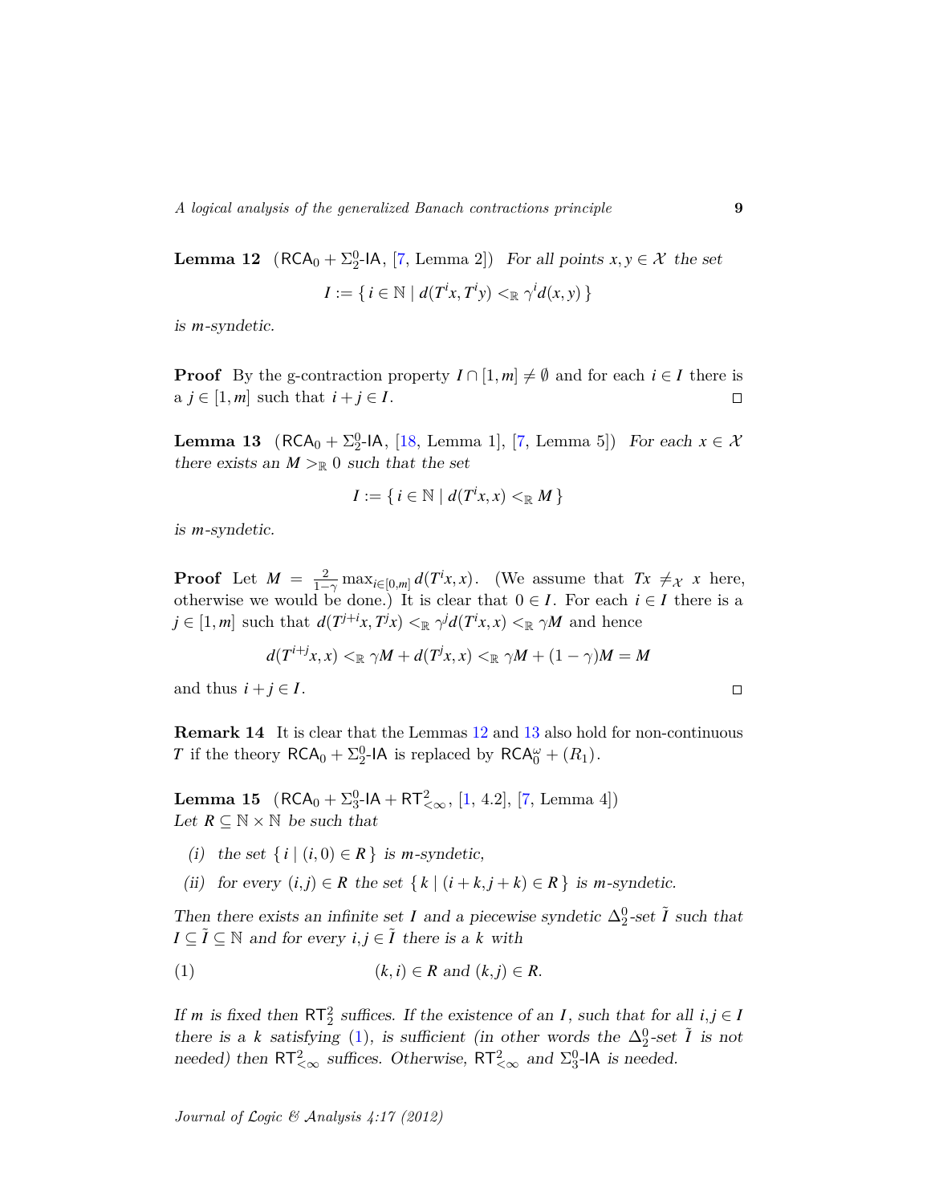**Lemma 12** ($\mathsf{RCA}_0 + \Sigma^0_2$-$\mathsf{IA}$, [7, Lemma 2]) *For all points $x, y \in \mathcal{X}$ the set*

$$I := \{\, i \in \mathbb{N} \mid d(T^i x, T^i y) <_{\mathbb{R}} \gamma^i d(x,y) \,\}$$

*is $m$-syndetic.*

**Proof** By the g-contraction property $I \cap [1,m] \neq \emptyset$ and for each $i \in I$ there is a $j \in [1,m]$ such that $i + j \in I$. $\square$

**Lemma 13** ($\mathsf{RCA}_0 + \Sigma^0_2$-$\mathsf{IA}$, [18, Lemma 1], [7, Lemma 5]) *For each $x \in \mathcal{X}$ there exists an $M >_{\mathbb{R}} 0$ such that the set*

$$I := \{\, i \in \mathbb{N} \mid d(T^i x, x) <_{\mathbb{R}} M \,\}$$

*is $m$-syndetic.*

**Proof** Let $M = \frac{2}{1-\gamma} \max_{i \in [0,m]} d(T^i x, x)$. (We assume that $Tx \neq_{\mathcal{X}} x$ here, otherwise we would be done.) It is clear that $0 \in I$. For each $i \in I$ there is a $j \in [1,m]$ such that $d(T^{j+i}x, T^j x) <_{\mathbb{R}} \gamma^j d(T^i x, x) <_{\mathbb{R}} \gamma M$ and hence

$$d(T^{i+j}x, x) <_{\mathbb{R}} \gamma M + d(T^j x, x) <_{\mathbb{R}} \gamma M + (1-\gamma)M = M$$

and thus $i + j \in I$. $\square$

**Remark 14** It is clear that the Lemmas 12 and 13 also hold for non-continuous $T$ if the theory $\mathsf{RCA}_0 + \Sigma^0_2$-$\mathsf{IA}$ is replaced by $\mathsf{RCA}_0^\omega + (R_1)$.

**Lemma 15** ($\mathsf{RCA}_0 + \Sigma^0_3$-$\mathsf{IA} + \mathsf{RT}^2_{<\infty}$, [1, 4.2], [7, Lemma 4])
*Let $R \subseteq \mathbb{N} \times \mathbb{N}$ be such that*

*(i) the set $\{\, i \mid (i,0) \in R \,\}$ is $m$-syndetic,*

*(ii) for every $(i,j) \in R$ the set $\{\, k \mid (i+k, j+k) \in R \,\}$ is $m$-syndetic.*

*Then there exists an infinite set $I$ and a piecewise syndetic $\Delta^0_2$-set $\tilde{I}$ such that $I \subseteq \tilde{I} \subseteq \mathbb{N}$ and for every $i, j \in \tilde{I}$ there is a $k$ with*

$$(k,i) \in R \text{ and } (k,j) \in R. \tag{1}$$

*If $m$ is fixed then $\mathsf{RT}^2_2$ suffices. If the existence of an $I$, such that for all $i, j \in I$ there is a $k$ satisfying (1), is sufficient (in other words the $\Delta^0_2$-set $\tilde{I}$ is not needed) then $\mathsf{RT}^2_{<\infty}$ suffices. Otherwise, $\mathsf{RT}^2_{<\infty}$ and $\Sigma^0_3$-$\mathsf{IA}$ is needed.*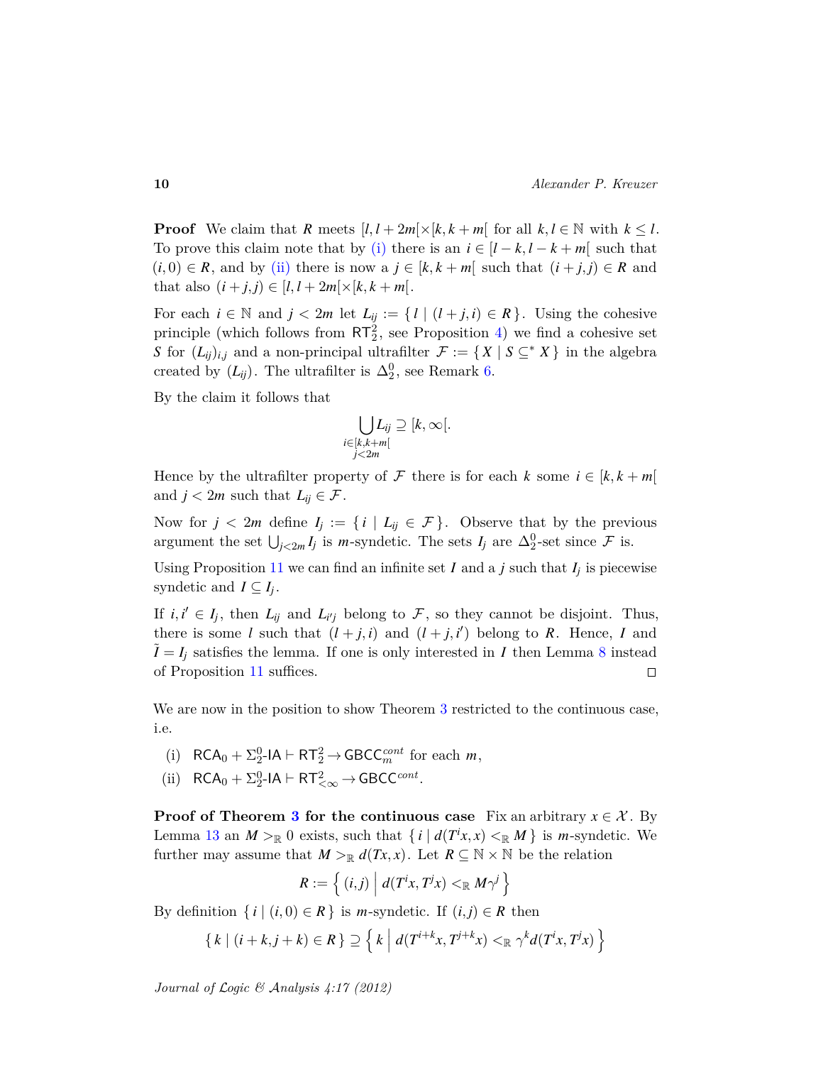**Proof** We claim that $R$ meets $[l, l+2m[\times[k, k+m[$ for all $k, l \in \mathbb{N}$ with $k \leq l$. To prove this claim note that by (i) there is an $i \in [l-k, l-k+m[$ such that $(i, 0) \in R$, and by (ii) there is now a $j \in [k, k+m[$ such that $(i+j, j) \in R$ and that also $(i+j, j) \in [l, l+2m[\times[k, k+m[$.

For each $i \in \mathbb{N}$ and $j < 2m$ let $L_{ij} := \{\, l \mid (l+j, i) \in R \,\}$. Using the cohesive principle (which follows from $\mathsf{RT}^2_2$, see Proposition 4) we find a cohesive set $S$ for $(L_{ij})_{i,j}$ and a non-principal ultrafilter $\mathcal{F} := \{\, X \mid S \subseteq^* X \,\}$ in the algebra created by $(L_{ij})$. The ultrafilter is $\Delta^0_2$, see Remark 6.

By the claim it follows that

$$\bigcup_{\substack{i \in [k, k+m[ \\ j < 2m}} L_{ij} \supseteq [k, \infty[.$$

Hence by the ultrafilter property of $\mathcal{F}$ there is for each $k$ some $i \in [k, k+m[$ and $j < 2m$ such that $L_{ij} \in \mathcal{F}$.

Now for $j < 2m$ define $I_j := \{\, i \mid L_{ij} \in \mathcal{F} \,\}$. Observe that by the previous argument the set $\bigcup_{j<2m} I_j$ is $m$-syndetic. The sets $I_j$ are $\Delta^0_2$-set since $\mathcal{F}$ is.

Using Proposition 11 we can find an infinite set $I$ and a $j$ such that $I_j$ is piecewise syndetic and $I \subseteq I_j$.

If $i, i' \in I_j$, then $L_{ij}$ and $L_{i'j}$ belong to $\mathcal{F}$, so they cannot be disjoint. Thus, there is some $l$ such that $(l+j, i)$ and $(l+j, i')$ belong to $R$. Hence, $I$ and $\tilde{I} = I_j$ satisfies the lemma. If one is only interested in $I$ then Lemma 8 instead of Proposition 11 suffices. $\square$

We are now in the position to show Theorem 3 restricted to the continuous case, i.e.

(i) $\mathsf{RCA}_0 + \Sigma^0_2\text{-}\mathsf{IA} \vdash \mathsf{RT}^2_2 \to \mathsf{GBCC}^{cont}_m$ for each $m$,

(ii) $\mathsf{RCA}_0 + \Sigma^0_2\text{-}\mathsf{IA} \vdash \mathsf{RT}^2_{<\infty} \to \mathsf{GBCC}^{cont}$.

**Proof of Theorem 3 for the continuous case** Fix an arbitrary $x \in \mathcal{X}$. By Lemma 13 an $M >_{\mathbb{R}} 0$ exists, such that $\{\, i \mid d(T^i x, x) <_{\mathbb{R}} M \,\}$ is $m$-syndetic. We further may assume that $M >_{\mathbb{R}} d(Tx, x)$. Let $R \subseteq \mathbb{N} \times \mathbb{N}$ be the relation

$$R := \left\{ (i, j) \;\middle|\; d(T^i x, T^j x) <_{\mathbb{R}} M\gamma^j \right\}$$

By definition $\{\, i \mid (i, 0) \in R \,\}$ is $m$-syndetic. If $(i, j) \in R$ then

$$\{\, k \mid (i+k, j+k) \in R \,\} \supseteq \left\{ k \;\middle|\; d(T^{i+k} x, T^{j+k} x) <_{\mathbb{R}} \gamma^k d(T^i x, T^j x) \right\}$$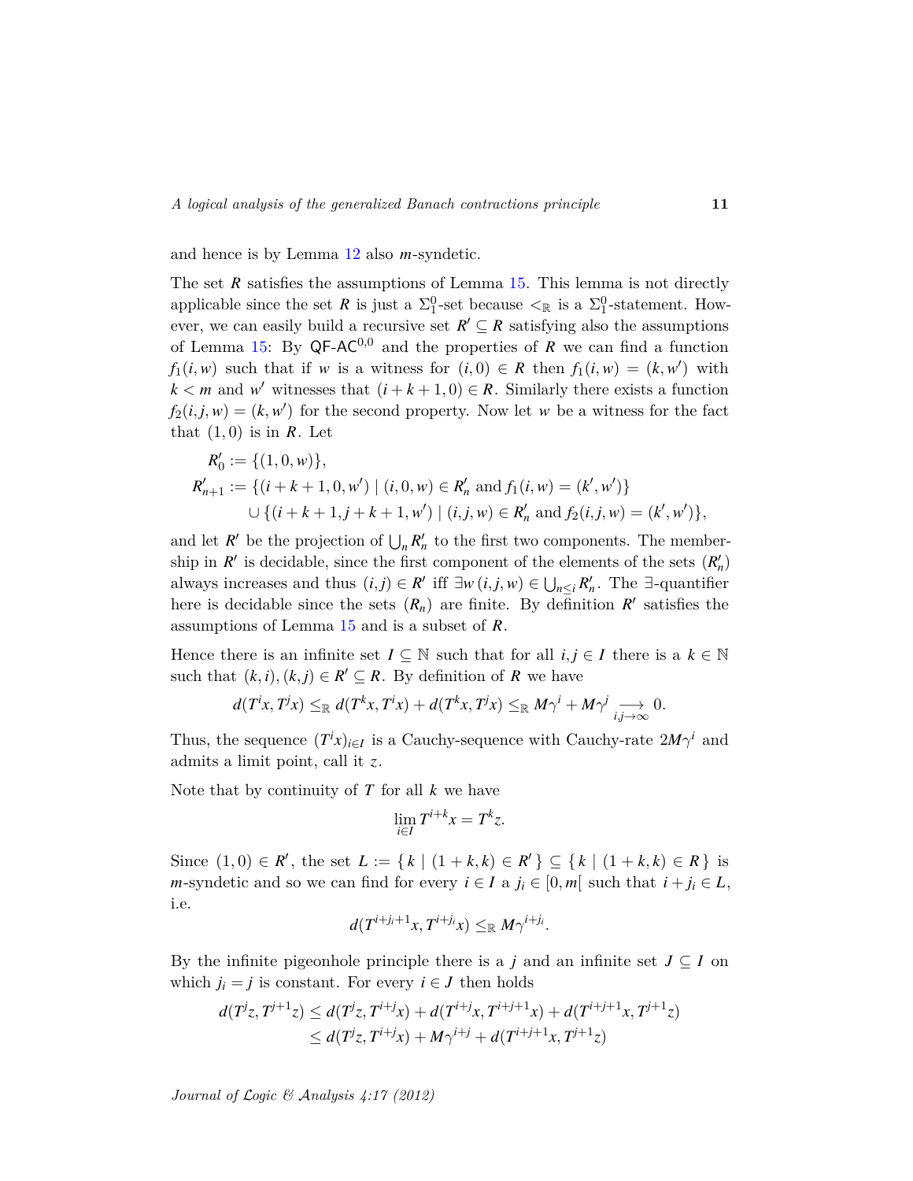and hence is by Lemma 12 also $m$-syndetic.

The set $R$ satisfies the assumptions of Lemma 15. This lemma is not directly applicable since the set $R$ is just a $\Sigma^0_1$-set because $<_{\mathbb{R}}$ is a $\Sigma^0_1$-statement. However, we can easily build a recursive set $R' \subseteq R$ satisfying also the assumptions of Lemma 15: By $\mathsf{QF\text{-}AC}^{0,0}$ and the properties of $R$ we can find a function $f_1(i,w)$ such that if $w$ is a witness for $(i,0) \in R$ then $f_1(i,w) = (k,w')$ with $k < m$ and $w'$ witnesses that $(i+k+1,0) \in R$. Similarly there exists a function $f_2(i,j,w) = (k,w')$ for the second property. Now let $w$ be a witness for the fact that $(1,0)$ is in $R$. Let

$$
\begin{aligned}
R'_0 &:= \{(1,0,w)\},\\
R'_{n+1} &:= \{(i+k+1,0,w') \mid (i,0,w) \in R'_n \text{ and } f_1(i,w) = (k',w')\}\\
&\quad\cup \{(i+k+1,j+k+1,w') \mid (i,j,w) \in R'_n \text{ and } f_2(i,j,w) = (k',w')\},
\end{aligned}
$$

and let $R'$ be the projection of $\bigcup_n R'_n$ to the first two components. The membership in $R'$ is decidable, since the first component of the elements of the sets $(R'_n)$ always increases and thus $(i,j) \in R'$ iff $\exists w\, (i,j,w) \in \bigcup_{n \le i} R'_n$. The $\exists$-quantifier here is decidable since the sets $(R_n)$ are finite. By definition $R'$ satisfies the assumptions of Lemma 15 and is a subset of $R$.

Hence there is an infinite set $I \subseteq \mathbb{N}$ such that for all $i,j \in I$ there is a $k \in \mathbb{N}$ such that $(k,i),(k,j) \in R' \subseteq R$. By definition of $R$ we have

$$
d(T^i x, T^j x) \le_{\mathbb{R}} d(T^k x, T^i x) + d(T^k x, T^j x) \le_{\mathbb{R}} M\gamma^i + M\gamma^j \underset{i,j\to\infty}{\longrightarrow} 0.
$$

Thus, the sequence $(T^i x)_{i \in I}$ is a Cauchy-sequence with Cauchy-rate $2M\gamma^i$ and admits a limit point, call it $z$.

Note that by continuity of $T$ for all $k$ we have

$$
\lim_{i \in I} T^{i+k} x = T^k z.
$$

Since $(1,0) \in R'$, the set $L := \{\, k \mid (1+k,k) \in R' \,\} \subseteq \{\, k \mid (1+k,k) \in R \,\}$ is $m$-syndetic and so we can find for every $i \in I$ a $j_i \in [0,m[$ such that $i + j_i \in L$, i.e.

$$
d(T^{i+j_i+1}x, T^{i+j_i}x) \le_{\mathbb{R}} M\gamma^{i+j_i}.
$$

By the infinite pigeonhole principle there is a $j$ and an infinite set $J \subseteq I$ on which $j_i = j$ is constant. For every $i \in J$ then holds

$$
\begin{aligned}
d(T^j z, T^{j+1} z) &\le d(T^j z, T^{i+j} x) + d(T^{i+j} x, T^{i+j+1} x) + d(T^{i+j+1} x, T^{j+1} z)\\
&\le d(T^j z, T^{i+j} x) + M\gamma^{i+j} + d(T^{i+j+1} x, T^{j+1} z)
\end{aligned}
$$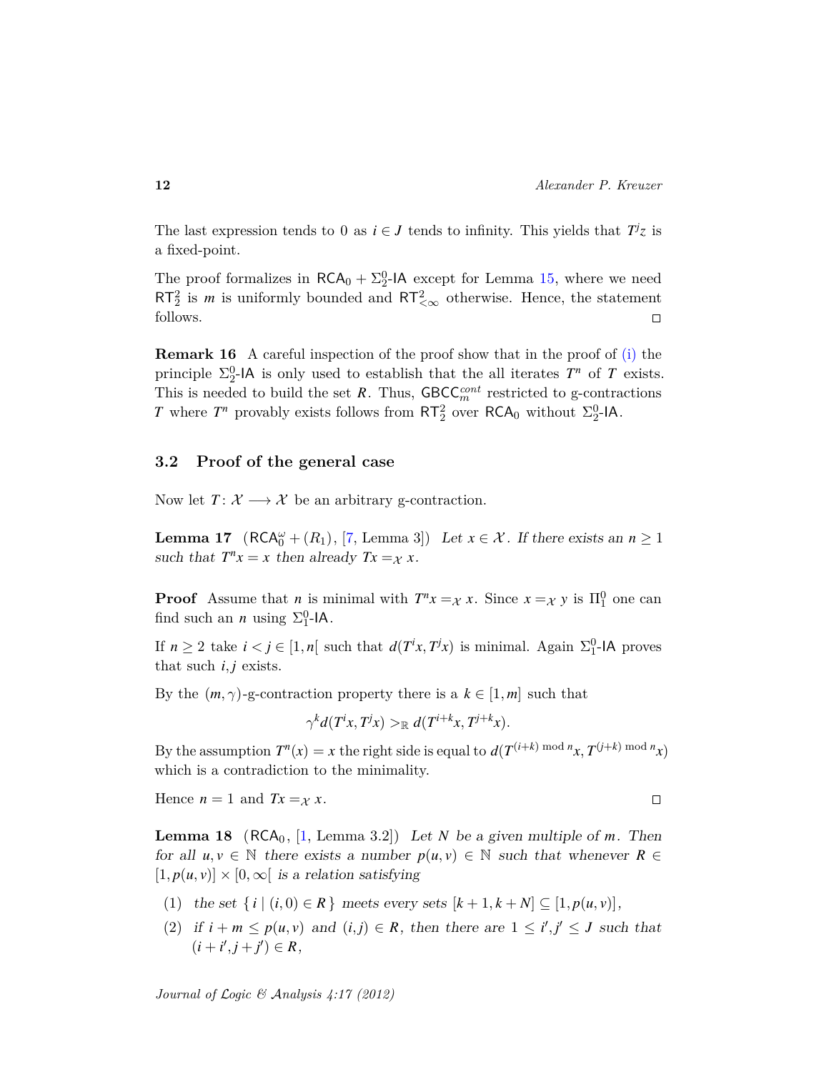The last expression tends to 0 as $i \in J$ tends to infinity. This yields that $T^j z$ is a fixed-point.

The proof formalizes in $\mathsf{RCA}_0 + \Sigma^0_2\text{-}\mathsf{IA}$ except for Lemma 15, where we need $\mathsf{RT}^2_2$ is $m$ is uniformly bounded and $\mathsf{RT}^2_{<\infty}$ otherwise. Hence, the statement follows. □

**Remark 16** A careful inspection of the proof show that in the proof of (i) the principle $\Sigma^0_2\text{-}\mathsf{IA}$ is only used to establish that the all iterates $T^n$ of $T$ exists. This is needed to build the set $R$. Thus, $\mathsf{GBCC}^{cont}_m$ restricted to g-contractions $T$ where $T^n$ provably exists follows from $\mathsf{RT}^2_2$ over $\mathsf{RCA}_0$ without $\Sigma^0_2\text{-}\mathsf{IA}$.

## 3.2 Proof of the general case

Now let $T\colon \mathcal{X} \longrightarrow \mathcal{X}$ be an arbitrary g-contraction.

**Lemma 17** ($\mathsf{RCA}^\omega_0 + (R_1)$, [7, Lemma 3]) *Let $x \in \mathcal{X}$. If there exists an $n \geq 1$ such that $T^n x = x$ then already $Tx =_{\mathcal{X}} x$.*

**Proof** Assume that $n$ is minimal with $T^n x =_{\mathcal{X}} x$. Since $x =_{\mathcal{X}} y$ is $\Pi^0_1$ one can find such an $n$ using $\Sigma^0_1\text{-}\mathsf{IA}$.

If $n \geq 2$ take $i < j \in [1, n[$ such that $d(T^i x, T^j x)$ is minimal. Again $\Sigma^0_1\text{-}\mathsf{IA}$ proves that such $i, j$ exists.

By the $(m, \gamma)$-g-contraction property there is a $k \in [1, m]$ such that

$$\gamma^k d(T^i x, T^j x) >_{\mathbb{R}} d(T^{i+k} x, T^{j+k} x).$$

By the assumption $T^n(x) = x$ the right side is equal to $d(T^{(i+k) \bmod n} x, T^{(j+k) \bmod n} x)$ which is a contradiction to the minimality.

Hence $n = 1$ and $Tx =_{\mathcal{X}} x$. □

**Lemma 18** ($\mathsf{RCA}_0$, [1, Lemma 3.2]) *Let $N$ be a given multiple of $m$. Then for all $u, v \in \mathbb{N}$ there exists a number $p(u, v) \in \mathbb{N}$ such that whenever $R \in [1, p(u, v)] \times [0, \infty[$ is a relation satisfying*

(1) *the set $\{\, i \mid (i, 0) \in R \,\}$ meets every sets $[k+1, k+N] \subseteq [1, p(u, v)]$,*

(2) *if $i + m \leq p(u, v)$ and $(i, j) \in R$, then there are $1 \leq i', j' \leq J$ such that $(i + i', j + j') \in R$,*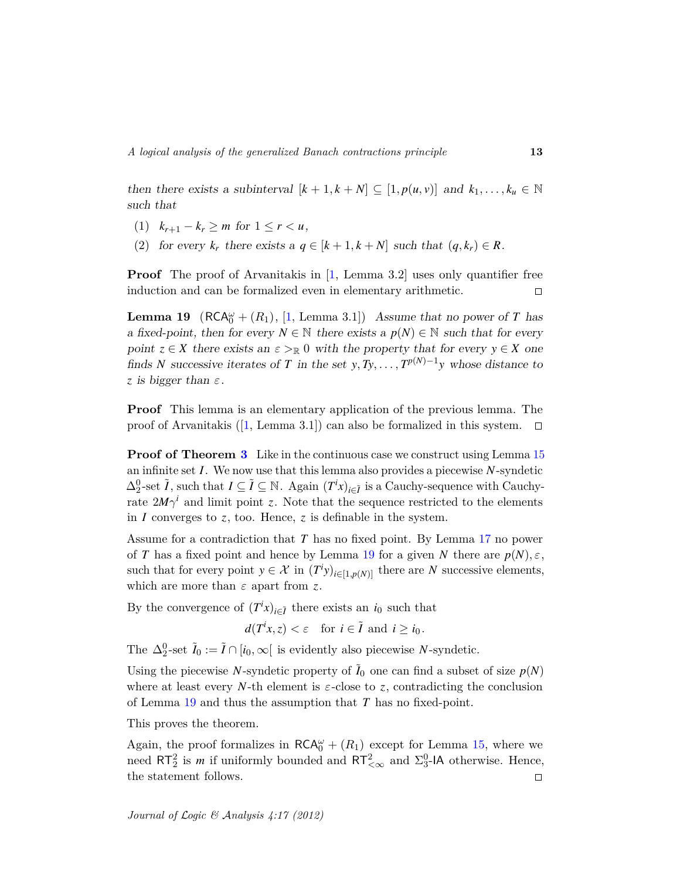*then there exists a subinterval* $[k+1, k+N] \subseteq [1, p(u, v)]$ *and* $k_1, \dots, k_u \in \mathbb{N}$ *such that*

1. $k_{r+1} - k_r \geq m$ *for* $1 \leq r < u$,
2. *for every* $k_r$ *there exists a* $q \in [k+1, k+N]$ *such that* $(q, k_r) \in R$.

**Proof** The proof of Arvanitakis in [1, Lemma 3.2] uses only quantifier free induction and can be formalized even in elementary arithmetic. □

**Lemma 19** ($\mathsf{RCA}_0^\omega + (R_1)$, [1, Lemma 3.1]) *Assume that no power of* $T$ *has a fixed-point, then for every* $N \in \mathbb{N}$ *there exists a* $p(N) \in \mathbb{N}$ *such that for every point* $z \in X$ *there exists an* $\varepsilon >_{\mathbb{R}} 0$ *with the property that for every* $y \in X$ *one finds* $N$ *successive iterates of* $T$ *in the set* $y, Ty, \dots, T^{p(N)-1}y$ *whose distance to* $z$ *is bigger than* $\varepsilon$.

**Proof** This lemma is an elementary application of the previous lemma. The proof of Arvanitakis ([1, Lemma 3.1]) can also be formalized in this system. □

**Proof of Theorem 3** Like in the continuous case we construct using Lemma 15 an infinite set $I$. We now use that this lemma also provides a piecewise $N$-syndetic $\Delta_2^0$-set $\tilde{I}$, such that $I \subseteq \tilde{I} \subseteq \mathbb{N}$. Again $(T^i x)_{i \in \tilde{I}}$ is a Cauchy-sequence with Cauchy-rate $2M\gamma^i$ and limit point $z$. Note that the sequence restricted to the elements in $I$ converges to $z$, too. Hence, $z$ is definable in the system.

Assume for a contradiction that $T$ has no fixed point. By Lemma 17 no power of $T$ has a fixed point and hence by Lemma 19 for a given $N$ there are $p(N), \varepsilon$, such that for every point $y \in \mathcal{X}$ in $(T^i y)_{i \in [1, p(N)]}$ there are $N$ successive elements, which are more than $\varepsilon$ apart from $z$.

By the convergence of $(T^i x)_{i \in \tilde{I}}$ there exists an $i_0$ such that

$$d(T^i x, z) < \varepsilon \quad \text{for } i \in \tilde{I} \text{ and } i \geq i_0.$$

The $\Delta_2^0$-set $\tilde{I}_0 := \tilde{I} \cap [i_0, \infty[$ is evidently also piecewise $N$-syndetic.

Using the piecewise $N$-syndetic property of $\tilde{I}_0$ one can find a subset of size $p(N)$ where at least every $N$-th element is $\varepsilon$-close to $z$, contradicting the conclusion of Lemma 19 and thus the assumption that $T$ has no fixed-point.

This proves the theorem.

Again, the proof formalizes in $\mathsf{RCA}_0^\omega + (R_1)$ except for Lemma 15, where we need $\mathsf{RT}_2^2$ is $m$ if uniformly bounded and $\mathsf{RT}_{<\infty}^2$ and $\Sigma_3^0$-$\mathsf{IA}$ otherwise. Hence, the statement follows. □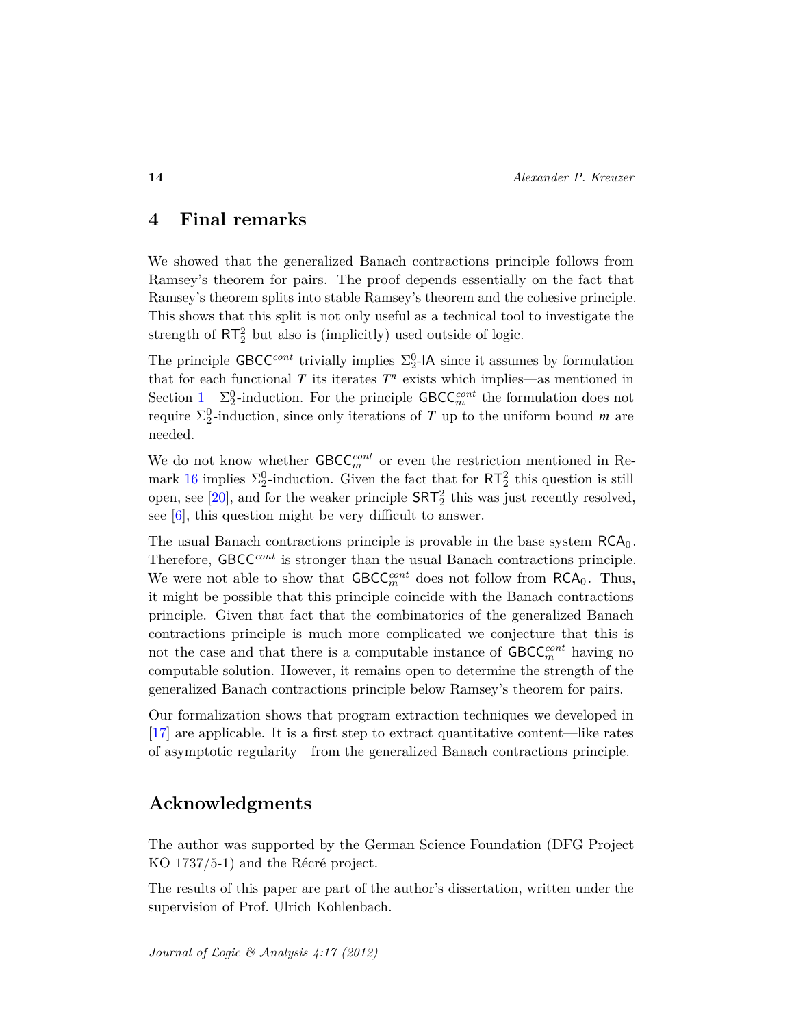## 4 Final remarks

We showed that the generalized Banach contractions principle follows from Ramsey's theorem for pairs. The proof depends essentially on the fact that Ramsey's theorem splits into stable Ramsey's theorem and the cohesive principle. This shows that this split is not only useful as a technical tool to investigate the strength of $\mathsf{RT}^2_2$ but also is (implicitly) used outside of logic.

The principle $\mathsf{GBCC}^{cont}$ trivially implies $\Sigma^0_2$-$\mathsf{IA}$ since it assumes by formulation that for each functional $T$ its iterates $T^n$ exists which implies—as mentioned in Section 1—$\Sigma^0_2$-induction. For the principle $\mathsf{GBCC}^{cont}_m$ the formulation does not require $\Sigma^0_2$-induction, since only iterations of $T$ up to the uniform bound $m$ are needed.

We do not know whether $\mathsf{GBCC}^{cont}_m$ or even the restriction mentioned in Remark 16 implies $\Sigma^0_2$-induction. Given the fact that for $\mathsf{RT}^2_2$ this question is still open, see [20], and for the weaker principle $\mathsf{SRT}^2_2$ this was just recently resolved, see [6], this question might be very difficult to answer.

The usual Banach contractions principle is provable in the base system $\mathsf{RCA}_0$. Therefore, $\mathsf{GBCC}^{cont}$ is stronger than the usual Banach contractions principle. We were not able to show that $\mathsf{GBCC}^{cont}_m$ does not follow from $\mathsf{RCA}_0$. Thus, it might be possible that this principle coincide with the Banach contractions principle. Given that fact that the combinatorics of the generalized Banach contractions principle is much more complicated we conjecture that this is not the case and that there is a computable instance of $\mathsf{GBCC}^{cont}_m$ having no computable solution. However, it remains open to determine the strength of the generalized Banach contractions principle below Ramsey's theorem for pairs.

Our formalization shows that program extraction techniques we developed in [17] are applicable. It is a first step to extract quantitative content—like rates of asymptotic regularity—from the generalized Banach contractions principle.

## Acknowledgments

The author was supported by the German Science Foundation (DFG Project KO 1737/5-1) and the Récré project.

The results of this paper are part of the author's dissertation, written under the supervision of Prof. Ulrich Kohlenbach.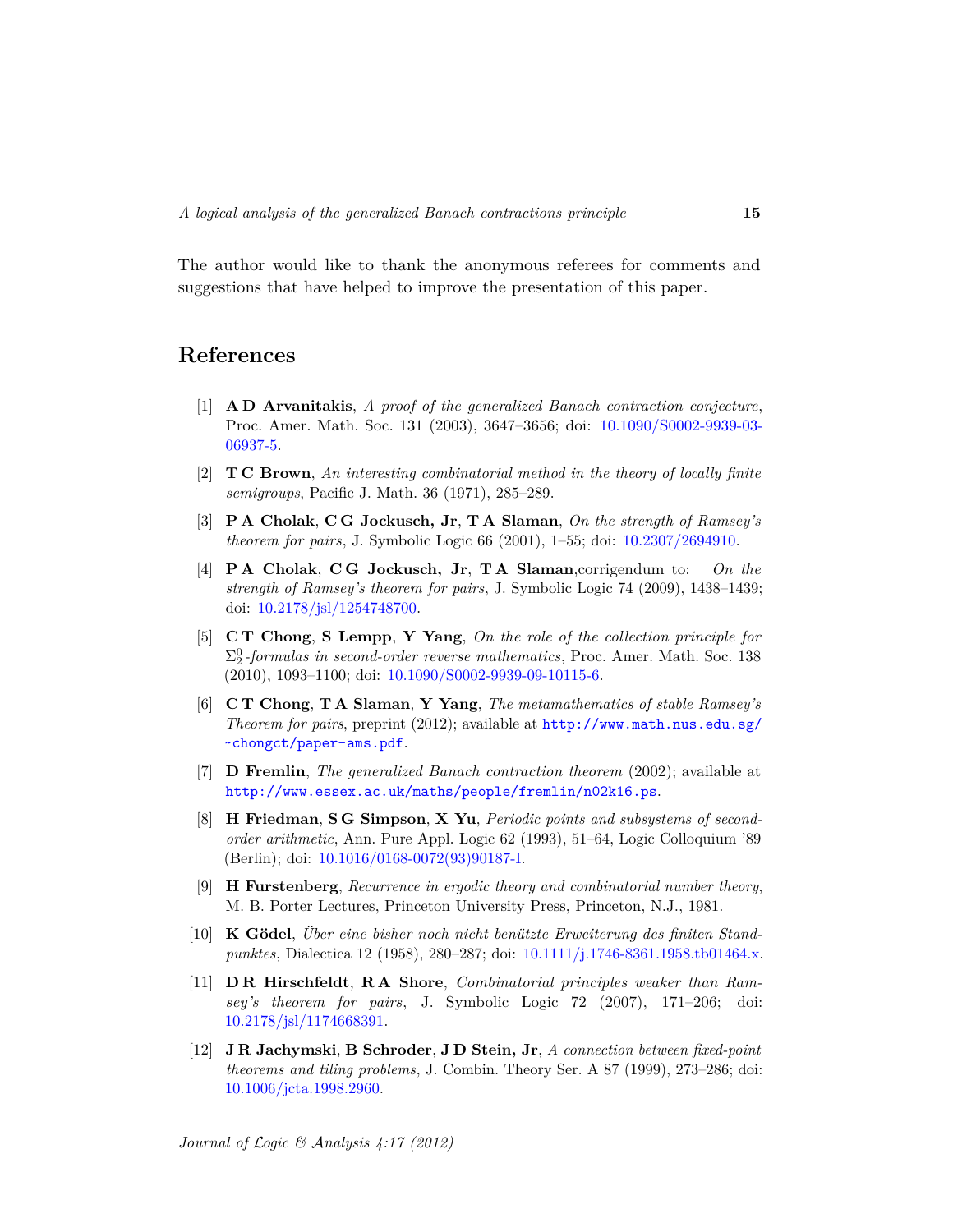The author would like to thank the anonymous referees for comments and suggestions that have helped to improve the presentation of this paper.

# References

[1] **A D Arvanitakis**, *A proof of the generalized Banach contraction conjecture*, Proc. Amer. Math. Soc. 131 (2003), 3647–3656; doi: 10.1090/S0002-9939-03-06937-5.

[2] **T C Brown**, *An interesting combinatorial method in the theory of locally finite semigroups*, Pacific J. Math. 36 (1971), 285–289.

[3] **P A Cholak**, **C G Jockusch, Jr**, **T A Slaman**, *On the strength of Ramsey's theorem for pairs*, J. Symbolic Logic 66 (2001), 1–55; doi: 10.2307/2694910.

[4] **P A Cholak**, **C G Jockusch, Jr**, **T A Slaman**,corrigendum to: *On the strength of Ramsey's theorem for pairs*, J. Symbolic Logic 74 (2009), 1438–1439; doi: 10.2178/jsl/1254748700.

[5] **C T Chong**, **S Lempp**, **Y Yang**, *On the role of the collection principle for $\Sigma^0_2$-formulas in second-order reverse mathematics*, Proc. Amer. Math. Soc. 138 (2010), 1093–1100; doi: 10.1090/S0002-9939-09-10115-6.

[6] **C T Chong**, **T A Slaman**, **Y Yang**, *The metamathematics of stable Ramsey's Theorem for pairs*, preprint (2012); available at `http://www.math.nus.edu.sg/~chongct/paper-ams.pdf`.

[7] **D Fremlin**, *The generalized Banach contraction theorem* (2002); available at `http://www.essex.ac.uk/maths/people/fremlin/n02k16.ps`.

[8] **H Friedman**, **S G Simpson**, **X Yu**, *Periodic points and subsystems of second-order arithmetic*, Ann. Pure Appl. Logic 62 (1993), 51–64, Logic Colloquium '89 (Berlin); doi: 10.1016/0168-0072(93)90187-I.

[9] **H Furstenberg**, *Recurrence in ergodic theory and combinatorial number theory*, M. B. Porter Lectures, Princeton University Press, Princeton, N.J., 1981.

[10] **K Gödel**, *Über eine bisher noch nicht benützte Erweiterung des finiten Standpunktes*, Dialectica 12 (1958), 280–287; doi: 10.1111/j.1746-8361.1958.tb01464.x.

[11] **D R Hirschfeldt**, **R A Shore**, *Combinatorial principles weaker than Ramsey's theorem for pairs*, J. Symbolic Logic 72 (2007), 171–206; doi: 10.2178/jsl/1174668391.

[12] **J R Jachymski**, **B Schroder**, **J D Stein, Jr**, *A connection between fixed-point theorems and tiling problems*, J. Combin. Theory Ser. A 87 (1999), 273–286; doi: 10.1006/jcta.1998.2960.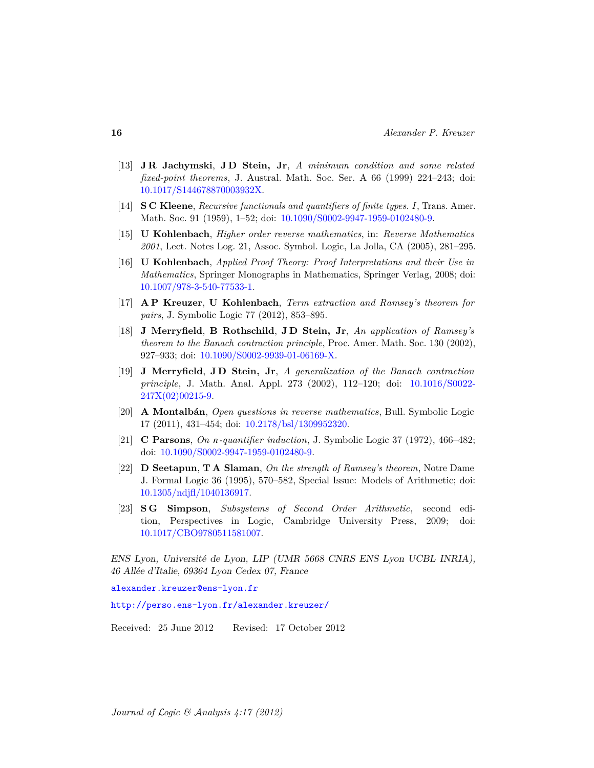[13] **J R Jachymski**, **J D Stein, Jr**, *A minimum condition and some related fixed-point theorems*, J. Austral. Math. Soc. Ser. A 66 (1999) 224–243; doi: 10.1017/S144678870003932X.

[14] **S C Kleene**, *Recursive functionals and quantifiers of finite types. I*, Trans. Amer. Math. Soc. 91 (1959), 1–52; doi: 10.1090/S0002-9947-1959-0102480-9.

[15] **U Kohlenbach**, *Higher order reverse mathematics*, in: *Reverse Mathematics 2001*, Lect. Notes Log. 21, Assoc. Symbol. Logic, La Jolla, CA (2005), 281–295.

[16] **U Kohlenbach**, *Applied Proof Theory: Proof Interpretations and their Use in Mathematics*, Springer Monographs in Mathematics, Springer Verlag, 2008; doi: 10.1007/978-3-540-77533-1.

[17] **A P Kreuzer**, **U Kohlenbach**, *Term extraction and Ramsey's theorem for pairs*, J. Symbolic Logic 77 (2012), 853–895.

[18] **J Merryfield**, **B Rothschild**, **J D Stein, Jr**, *An application of Ramsey's theorem to the Banach contraction principle*, Proc. Amer. Math. Soc. 130 (2002), 927–933; doi: 10.1090/S0002-9939-01-06169-X.

[19] **J Merryfield**, **J D Stein, Jr**, *A generalization of the Banach contraction principle*, J. Math. Anal. Appl. 273 (2002), 112–120; doi: 10.1016/S0022-247X(02)00215-9.

[20] **A Montalbán**, *Open questions in reverse mathematics*, Bull. Symbolic Logic 17 (2011), 431–454; doi: 10.2178/bsl/1309952320.

[21] **C Parsons**, *On $n$-quantifier induction*, J. Symbolic Logic 37 (1972), 466–482; doi: 10.1090/S0002-9947-1959-0102480-9.

[22] **D Seetapun**, **T A Slaman**, *On the strength of Ramsey's theorem*, Notre Dame J. Formal Logic 36 (1995), 570–582, Special Issue: Models of Arithmetic; doi: 10.1305/ndjfl/1040136917.

[23] **S G Simpson**, *Subsystems of Second Order Arithmetic*, second edition, Perspectives in Logic, Cambridge University Press, 2009; doi: 10.1017/CBO9780511581007.

*ENS Lyon, Université de Lyon, LIP (UMR 5668 CNRS ENS Lyon UCBL INRIA), 46 Allée d'Italie, 69364 Lyon Cedex 07, France*

alexander.kreuzer@ens-lyon.fr

http://perso.ens-lyon.fr/alexander.kreuzer/

Received: 25 June 2012 Revised: 17 October 2012